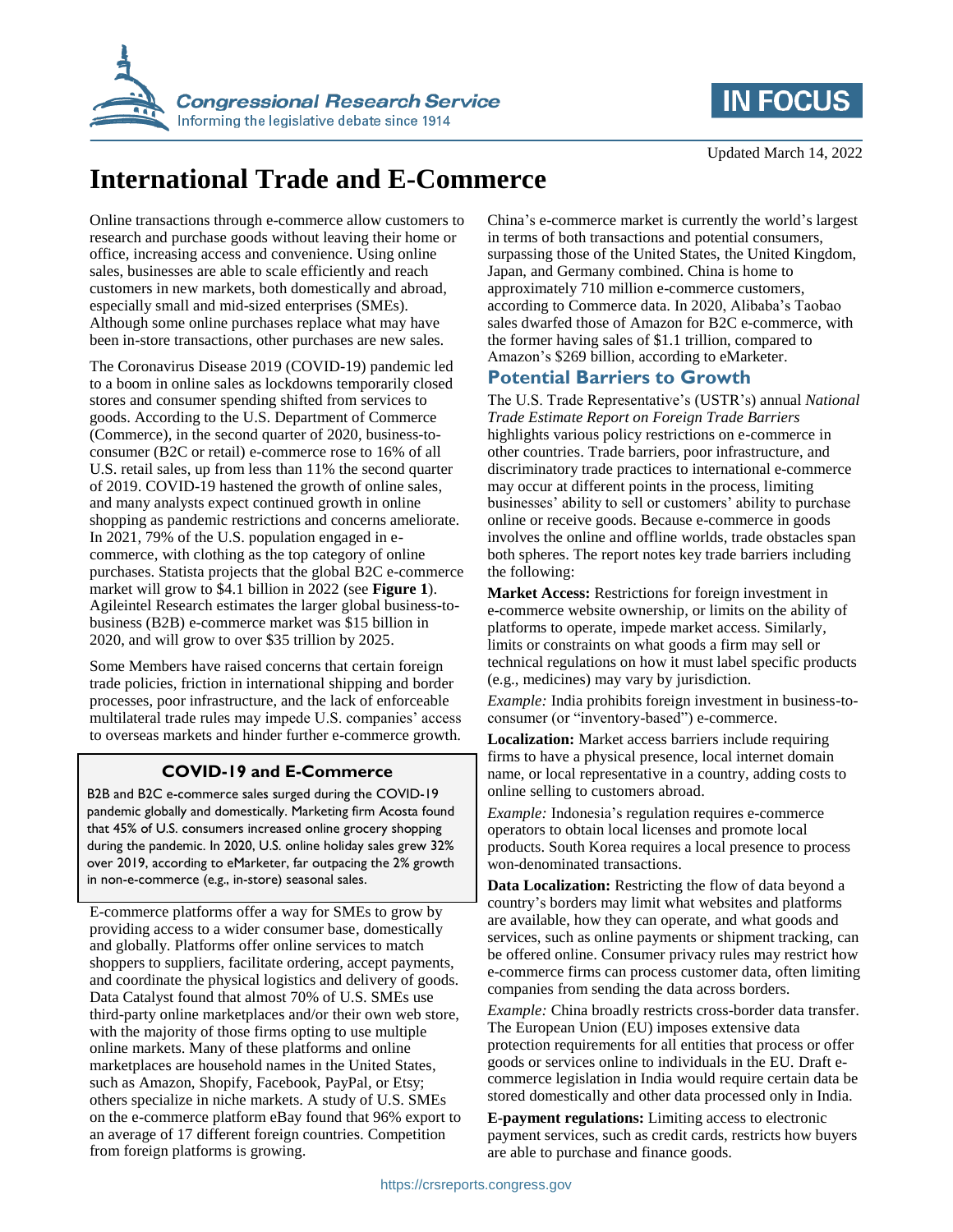Updated March 14, 2022

# International Trade and E-Commerce

Online transactions through e-commerce allow customers to research and purchase goods without leaving their home or office, increasing access and convenience. Using online sales, businesses are able to scale efficiently and reach customers in new markets, both domestically and abroad, especially small and mid-sized enterprises (SMEs). Although some online purchases replace what may have been in-store transactions, other purchases are new sales.

The Coronavirus Disease 2019 (COVID-19) pandemic led to a boom in online sales as lockdowns temporarily closed stores and consumer spending shifted from services to goods. According to the U.S. Department of Commerce (Commerce), in the second quarter of 2020, business-to-consumer (B2C or retail) e-commerce rose to 16% of all U.S. retail sales, up from less than 11% the second quarter of 2019. COVID-19 hastened the growth of online sales, and many analysts expect continued growth in online shopping as pandemic restrictions and concerns ameliorate. In 2021, 79% of the U.S. population engaged in e-commerce, with clothing as the top category of online purchases. Statista projects that the global B2C e-commerce market will grow to $4.1 billion in 2022 (see **Figure 1**). Agileintel Research estimates the larger global business-to-business (B2B) e-commerce market was $15 billion in 2020, and will grow to over $35 trillion by 2025.

Some Members have raised concerns that certain foreign trade policies, friction in international shipping and border processes, poor infrastructure, and the lack of enforceable multilateral trade rules may impede U.S. companies' access to overseas markets and hinder further e-commerce growth.

> **COVID-19 and E-Commerce**
>
> B2B and B2C e-commerce sales surged during the COVID-19 pandemic globally and domestically. Marketing firm Acosta found that 45% of U.S. consumers increased online grocery shopping during the pandemic. In 2020, U.S. online holiday sales grew 32% over 2019, according to eMarketer, far outpacing the 2% growth in non-e-commerce (e.g., in-store) seasonal sales.

E-commerce platforms offer a way for SMEs to grow by providing access to a wider consumer base, domestically and globally. Platforms offer online services to match shoppers to suppliers, facilitate ordering, accept payments, and coordinate the physical logistics and delivery of goods. Data Catalyst found that almost 70% of U.S. SMEs use third-party online marketplaces and/or their own web store, with the majority of those firms opting to use multiple online markets. Many of these platforms and online marketplaces are household names in the United States, such as Amazon, Shopify, Facebook, PayPal, or Etsy; others specialize in niche markets. A study of U.S. SMEs on the e-commerce platform eBay found that 96% export to an average of 17 different foreign countries. Competition from foreign platforms is growing.

China's e-commerce market is currently the world's largest in terms of both transactions and potential consumers, surpassing those of the United States, the United Kingdom, Japan, and Germany combined. China is home to approximately 710 million e-commerce customers, according to Commerce data. In 2020, Alibaba's Taobao sales dwarfed those of Amazon for B2C e-commerce, with the former having sales of $1.1 trillion, compared to Amazon's $269 billion, according to eMarketer.

## Potential Barriers to Growth

The U.S. Trade Representative's (USTR's) annual *National Trade Estimate Report on Foreign Trade Barriers* highlights various policy restrictions on e-commerce in other countries. Trade barriers, poor infrastructure, and discriminatory trade practices to international e-commerce may occur at different points in the process, limiting businesses' ability to sell or customers' ability to purchase online or receive goods. Because e-commerce in goods involves the online and offline worlds, trade obstacles span both spheres. The report notes key trade barriers including the following:

**Market Access:** Restrictions for foreign investment in e-commerce website ownership, or limits on the ability of platforms to operate, impede market access. Similarly, limits or constraints on what goods a firm may sell or technical regulations on how it must label specific products (e.g., medicines) may vary by jurisdiction.

*Example:* India prohibits foreign investment in business-to-consumer (or "inventory-based") e-commerce.

**Localization:** Market access barriers include requiring firms to have a physical presence, local internet domain name, or local representative in a country, adding costs to online selling to customers abroad.

*Example:* Indonesia's regulation requires e-commerce operators to obtain local licenses and promote local products. South Korea requires a local presence to process won-denominated transactions.

**Data Localization:** Restricting the flow of data beyond a country's borders may limit what websites and platforms are available, how they can operate, and what goods and services, such as online payments or shipment tracking, can be offered online. Consumer privacy rules may restrict how e-commerce firms can process customer data, often limiting companies from sending the data across borders.

*Example:* China broadly restricts cross-border data transfer. The European Union (EU) imposes extensive data protection requirements for all entities that process or offer goods or services online to individuals in the EU. Draft e-commerce legislation in India would require certain data be stored domestically and other data processed only in India.

**E-payment regulations:** Limiting access to electronic payment services, such as credit cards, restricts how buyers are able to purchase and finance goods.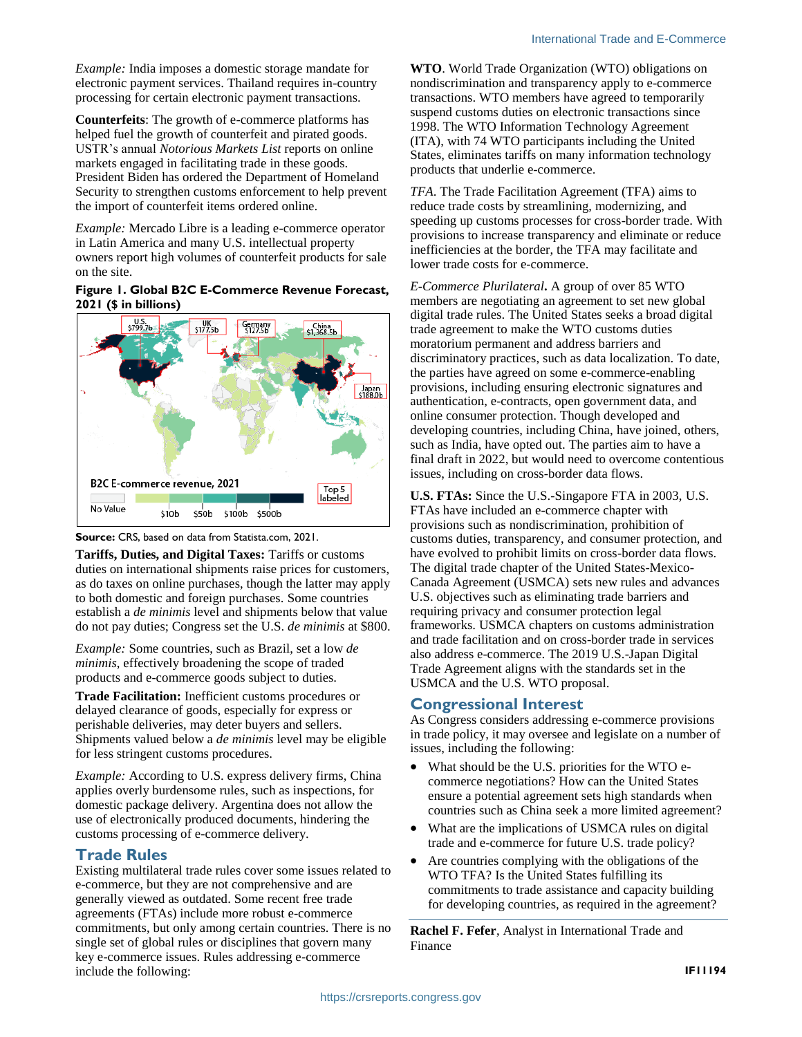*Example:* India imposes a domestic storage mandate for electronic payment services. Thailand requires in-country processing for certain electronic payment transactions.

**Counterfeits**: The growth of e-commerce platforms has helped fuel the growth of counterfeit and pirated goods. USTR's annual *Notorious Markets List* reports on online markets engaged in facilitating trade in these goods. President Biden has ordered the Department of Homeland Security to strengthen customs enforcement to help prevent the import of counterfeit items ordered online.

*Example:* Mercado Libre is a leading e-commerce operator in Latin America and many U.S. intellectual property owners report high volumes of counterfeit products for sale on the site.

**Figure 1. Global B2C E-Commerce Revenue Forecast, 2021 ($ in billions)**

U.S. $799.7b; UK $177.5b; Germany $127.5b; China $1,368.5b; Japan $188.0b

B2C E-commerce revenue, 2021: No Value, $10b, $50b, $100b, $500b. Top 5 labeled

**Source:** CRS, based on data from Statista.com, 2021.

**Tariffs, Duties, and Digital Taxes:** Tariffs or customs duties on international shipments raise prices for customers, as do taxes on online purchases, though the latter may apply to both domestic and foreign purchases. Some countries establish a *de minimis* level and shipments below that value do not pay duties; Congress set the U.S. *de minimis* at $800.

*Example:* Some countries, such as Brazil, set a low *de minimis*, effectively broadening the scope of traded products and e-commerce goods subject to duties.

**Trade Facilitation:** Inefficient customs procedures or delayed clearance of goods, especially for express or perishable deliveries, may deter buyers and sellers. Shipments valued below a *de minimis* level may be eligible for less stringent customs procedures.

*Example:* According to U.S. express delivery firms, China applies overly burdensome rules, such as inspections, for domestic package delivery. Argentina does not allow the use of electronically produced documents, hindering the customs processing of e-commerce delivery.

## Trade Rules

Existing multilateral trade rules cover some issues related to e-commerce, but they are not comprehensive and are generally viewed as outdated. Some recent free trade agreements (FTAs) include more robust e-commerce commitments, but only among certain countries. There is no single set of global rules or disciplines that govern many key e-commerce issues. Rules addressing e-commerce include the following:

**WTO**. World Trade Organization (WTO) obligations on nondiscrimination and transparency apply to e-commerce transactions. WTO members have agreed to temporarily suspend customs duties on electronic transactions since 1998. The WTO Information Technology Agreement (ITA), with 74 WTO participants including the United States, eliminates tariffs on many information technology products that underlie e-commerce.

*TFA*. The Trade Facilitation Agreement (TFA) aims to reduce trade costs by streamlining, modernizing, and speeding up customs processes for cross-border trade. With provisions to increase transparency and eliminate or reduce inefficiencies at the border, the TFA may facilitate and lower trade costs for e-commerce.

***E-Commerce Plurilateral*.** A group of over 85 WTO members are negotiating an agreement to set new global digital trade rules. The United States seeks a broad digital trade agreement to make the WTO customs duties moratorium permanent and address barriers and discriminatory practices, such as data localization. To date, the parties have agreed on some e-commerce-enabling provisions, including ensuring electronic signatures and authentication, e-contracts, open government data, and online consumer protection. Though developed and developing countries, including China, have joined, others, such as India, have opted out. The parties aim to have a final draft in 2022, but would need to overcome contentious issues, including on cross-border data flows.

**U.S. FTAs:** Since the U.S.-Singapore FTA in 2003, U.S. FTAs have included an e-commerce chapter with provisions such as nondiscrimination, prohibition of customs duties, transparency, and consumer protection, and have evolved to prohibit limits on cross-border data flows. The digital trade chapter of the United States-Mexico-Canada Agreement (USMCA) sets new rules and advances U.S. objectives such as eliminating trade barriers and requiring privacy and consumer protection legal frameworks. USMCA chapters on customs administration and trade facilitation and on cross-border trade in services also address e-commerce. The 2019 U.S.-Japan Digital Trade Agreement aligns with the standards set in the USMCA and the U.S. WTO proposal.

## Congressional Interest

As Congress considers addressing e-commerce provisions in trade policy, it may oversee and legislate on a number of issues, including the following:

- What should be the U.S. priorities for the WTO e-commerce negotiations? How can the United States ensure a potential agreement sets high standards when countries such as China seek a more limited agreement?
- What are the implications of USMCA rules on digital trade and e-commerce for future U.S. trade policy?
- Are countries complying with the obligations of the WTO TFA? Is the United States fulfilling its commitments to trade assistance and capacity building for developing countries, as required in the agreement?

**Rachel F. Fefer**, Analyst in International Trade and Finance

IF11194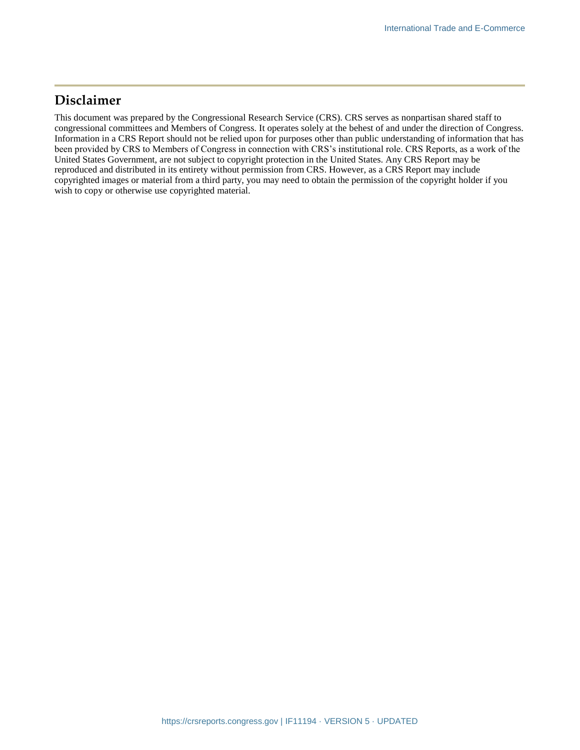## Disclaimer

This document was prepared by the Congressional Research Service (CRS). CRS serves as nonpartisan shared staff to congressional committees and Members of Congress. It operates solely at the behest of and under the direction of Congress. Information in a CRS Report should not be relied upon for purposes other than public understanding of information that has been provided by CRS to Members of Congress in connection with CRS's institutional role. CRS Reports, as a work of the United States Government, are not subject to copyright protection in the United States. Any CRS Report may be reproduced and distributed in its entirety without permission from CRS. However, as a CRS Report may include copyrighted images or material from a third party, you may need to obtain the permission of the copyright holder if you wish to copy or otherwise use copyrighted material.